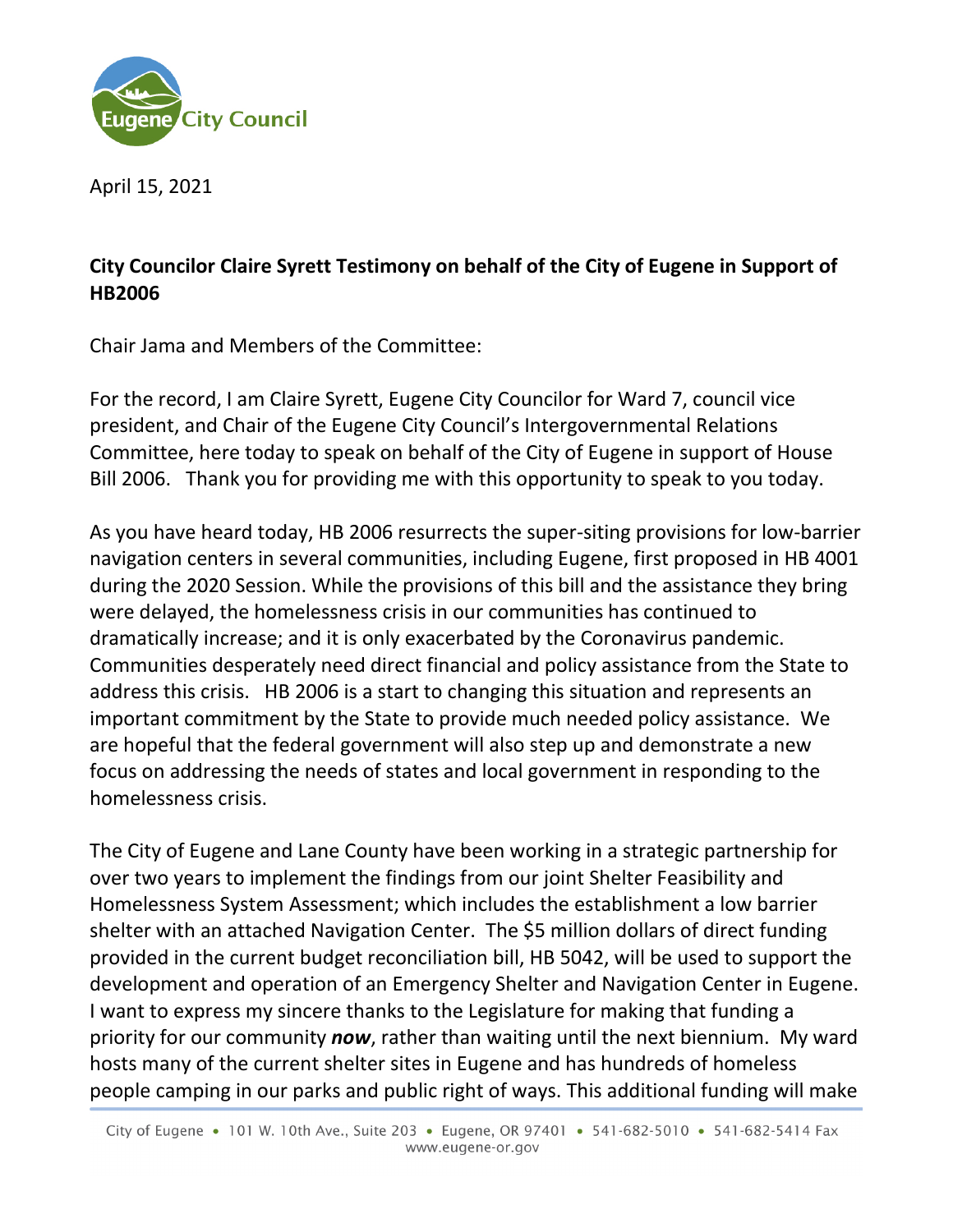Eugene City Council

April 15, 2021

**City Councilor Claire Syrett Testimony on behalf of the City of Eugene in Support of HB2006**

Chair Jama and Members of the Committee:

For the record, I am Claire Syrett, Eugene City Councilor for Ward 7, council vice president, and Chair of the Eugene City Council's Intergovernmental Relations Committee, here today to speak on behalf of the City of Eugene in support of House Bill 2006. Thank you for providing me with this opportunity to speak to you today.

As you have heard today, HB 2006 resurrects the super-siting provisions for low-barrier navigation centers in several communities, including Eugene, first proposed in HB 4001 during the 2020 Session. While the provisions of this bill and the assistance they bring were delayed, the homelessness crisis in our communities has continued to dramatically increase; and it is only exacerbated by the Coronavirus pandemic. Communities desperately need direct financial and policy assistance from the State to address this crisis. HB 2006 is a start to changing this situation and represents an important commitment by the State to provide much needed policy assistance. We are hopeful that the federal government will also step up and demonstrate a new focus on addressing the needs of states and local government in responding to the homelessness crisis.

The City of Eugene and Lane County have been working in a strategic partnership for over two years to implement the findings from our joint Shelter Feasibility and Homelessness System Assessment; which includes the establishment a low barrier shelter with an attached Navigation Center. The $5 million dollars of direct funding provided in the current budget reconciliation bill, HB 5042, will be used to support the development and operation of an Emergency Shelter and Navigation Center in Eugene. I want to express my sincere thanks to the Legislature for making that funding a priority for our community ***now***, rather than waiting until the next biennium. My ward hosts many of the current shelter sites in Eugene and has hundreds of homeless people camping in our parks and public right of ways. This additional funding will make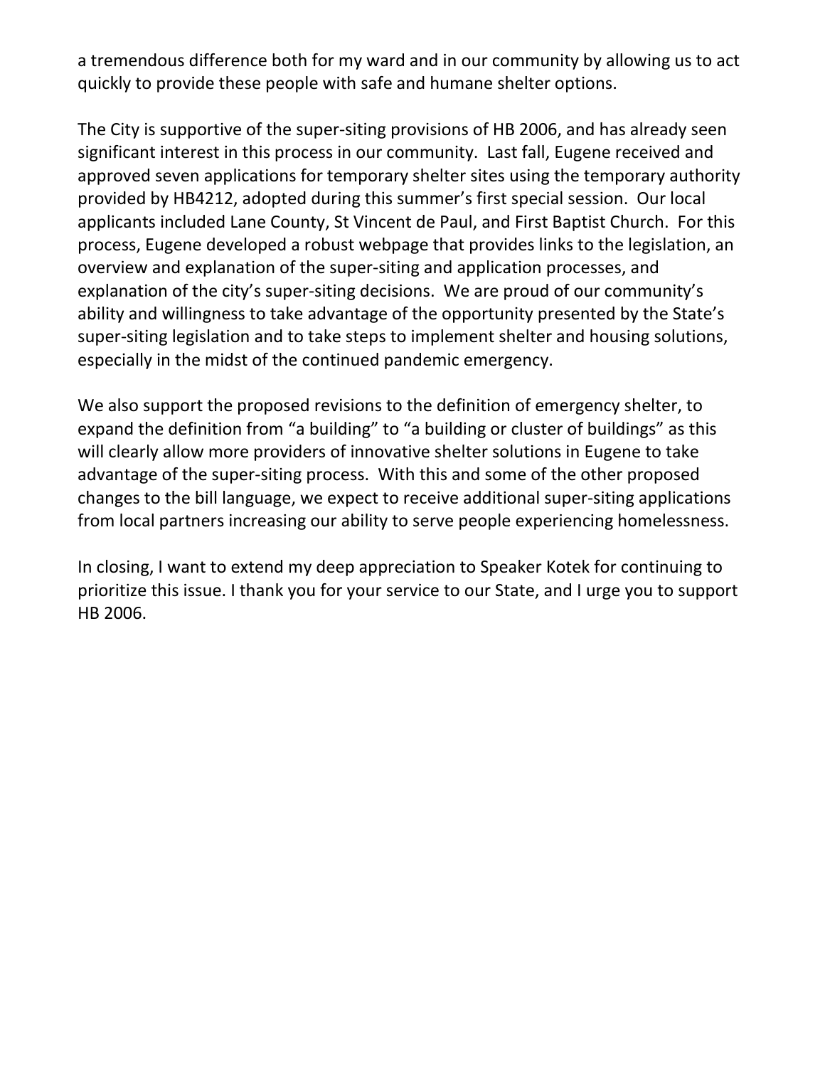a tremendous difference both for my ward and in our community by allowing us to act quickly to provide these people with safe and humane shelter options.

The City is supportive of the super-siting provisions of HB 2006, and has already seen significant interest in this process in our community. Last fall, Eugene received and approved seven applications for temporary shelter sites using the temporary authority provided by HB4212, adopted during this summer's first special session. Our local applicants included Lane County, St Vincent de Paul, and First Baptist Church. For this process, Eugene developed a robust webpage that provides links to the legislation, an overview and explanation of the super-siting and application processes, and explanation of the city's super-siting decisions. We are proud of our community's ability and willingness to take advantage of the opportunity presented by the State's super-siting legislation and to take steps to implement shelter and housing solutions, especially in the midst of the continued pandemic emergency.

We also support the proposed revisions to the definition of emergency shelter, to expand the definition from "a building" to "a building or cluster of buildings" as this will clearly allow more providers of innovative shelter solutions in Eugene to take advantage of the super-siting process. With this and some of the other proposed changes to the bill language, we expect to receive additional super-siting applications from local partners increasing our ability to serve people experiencing homelessness.

In closing, I want to extend my deep appreciation to Speaker Kotek for continuing to prioritize this issue. I thank you for your service to our State, and I urge you to support HB 2006.